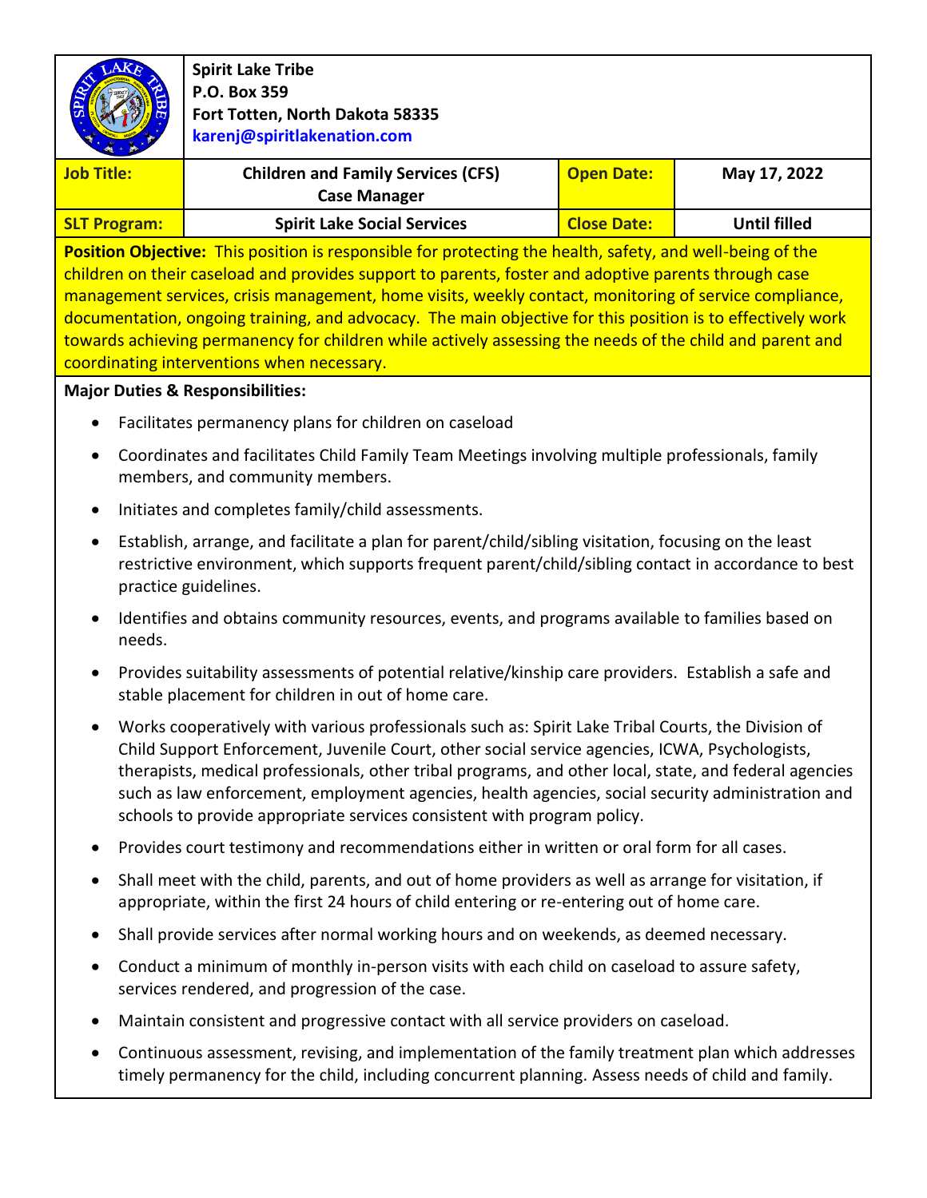**Spirit Lake Tribe**
**P.O. Box 359**
**Fort Totten, North Dakota 58335**
**karenj@spiritlakenation.com**

| **Job Title:** | **Children and Family Services (CFS) Case Manager** | **Open Date:** | **May 17, 2022** |
|---|---|---|---|
| **SLT Program:** | **Spirit Lake Social Services** | **Close Date:** | **Until filled** |

**Position Objective:** This position is responsible for protecting the health, safety, and well-being of the children on their caseload and provides support to parents, foster and adoptive parents through case management services, crisis management, home visits, weekly contact, monitoring of service compliance, documentation, ongoing training, and advocacy. The main objective for this position is to effectively work towards achieving permanency for children while actively assessing the needs of the child and parent and coordinating interventions when necessary.

**Major Duties & Responsibilities:**

- Facilitates permanency plans for children on caseload
- Coordinates and facilitates Child Family Team Meetings involving multiple professionals, family members, and community members.
- Initiates and completes family/child assessments.
- Establish, arrange, and facilitate a plan for parent/child/sibling visitation, focusing on the least restrictive environment, which supports frequent parent/child/sibling contact in accordance to best practice guidelines.
- Identifies and obtains community resources, events, and programs available to families based on needs.
- Provides suitability assessments of potential relative/kinship care providers. Establish a safe and stable placement for children in out of home care.
- Works cooperatively with various professionals such as: Spirit Lake Tribal Courts, the Division of Child Support Enforcement, Juvenile Court, other social service agencies, ICWA, Psychologists, therapists, medical professionals, other tribal programs, and other local, state, and federal agencies such as law enforcement, employment agencies, health agencies, social security administration and schools to provide appropriate services consistent with program policy.
- Provides court testimony and recommendations either in written or oral form for all cases.
- Shall meet with the child, parents, and out of home providers as well as arrange for visitation, if appropriate, within the first 24 hours of child entering or re-entering out of home care.
- Shall provide services after normal working hours and on weekends, as deemed necessary.
- Conduct a minimum of monthly in-person visits with each child on caseload to assure safety, services rendered, and progression of the case.
- Maintain consistent and progressive contact with all service providers on caseload.
- Continuous assessment, revising, and implementation of the family treatment plan which addresses timely permanency for the child, including concurrent planning. Assess needs of child and family.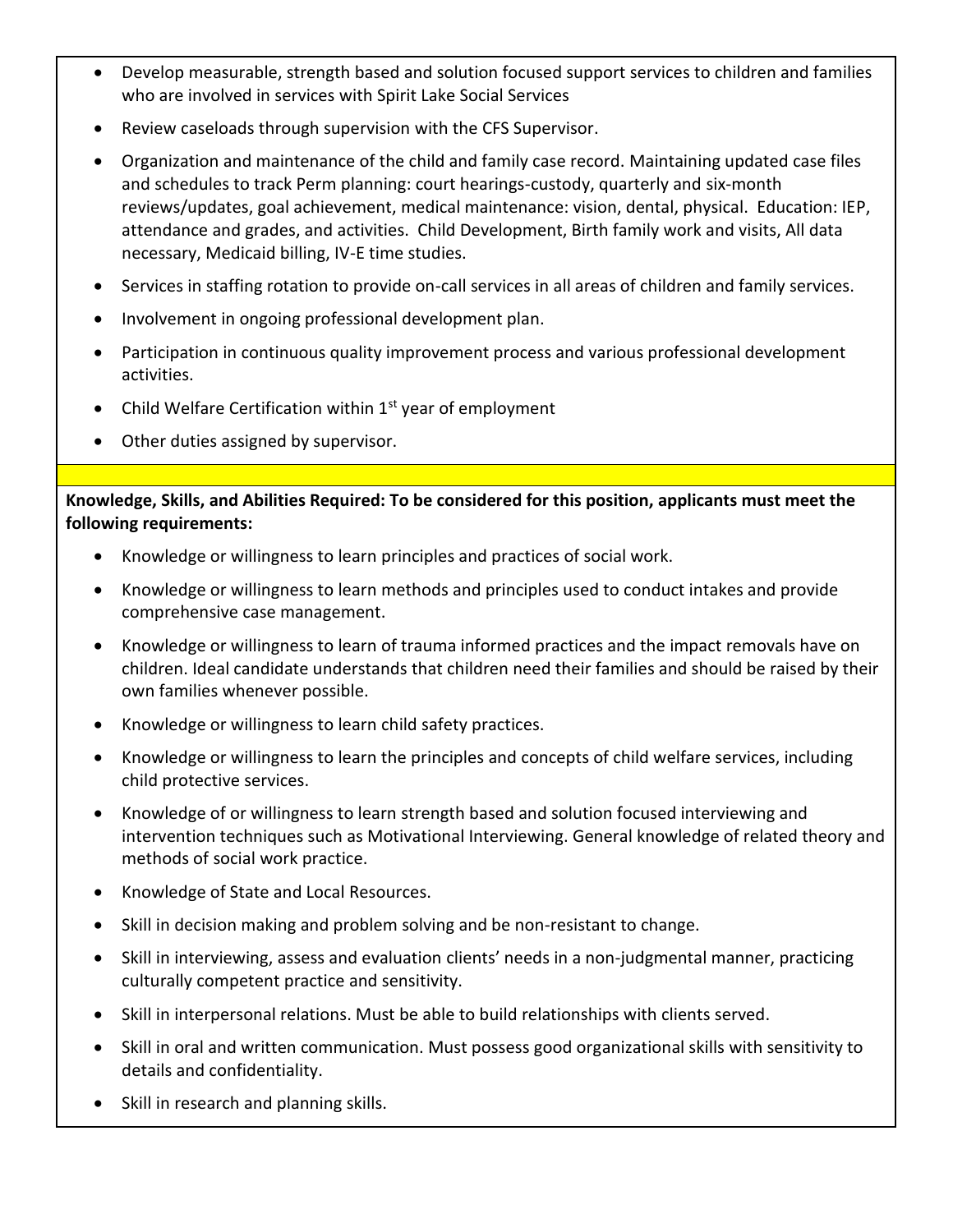- Develop measurable, strength based and solution focused support services to children and families who are involved in services with Spirit Lake Social Services
- Review caseloads through supervision with the CFS Supervisor.
- Organization and maintenance of the child and family case record. Maintaining updated case files and schedules to track Perm planning: court hearings-custody, quarterly and six-month reviews/updates, goal achievement, medical maintenance: vision, dental, physical. Education: IEP, attendance and grades, and activities. Child Development, Birth family work and visits, All data necessary, Medicaid billing, IV-E time studies.
- Services in staffing rotation to provide on-call services in all areas of children and family services.
- Involvement in ongoing professional development plan.
- Participation in continuous quality improvement process and various professional development activities.
- Child Welfare Certification within 1st year of employment
- Other duties assigned by supervisor.

**Knowledge, Skills, and Abilities Required: To be considered for this position, applicants must meet the following requirements:**

- Knowledge or willingness to learn principles and practices of social work.
- Knowledge or willingness to learn methods and principles used to conduct intakes and provide comprehensive case management.
- Knowledge or willingness to learn of trauma informed practices and the impact removals have on children. Ideal candidate understands that children need their families and should be raised by their own families whenever possible.
- Knowledge or willingness to learn child safety practices.
- Knowledge or willingness to learn the principles and concepts of child welfare services, including child protective services.
- Knowledge of or willingness to learn strength based and solution focused interviewing and intervention techniques such as Motivational Interviewing. General knowledge of related theory and methods of social work practice.
- Knowledge of State and Local Resources.
- Skill in decision making and problem solving and be non-resistant to change.
- Skill in interviewing, assess and evaluation clients' needs in a non-judgmental manner, practicing culturally competent practice and sensitivity.
- Skill in interpersonal relations. Must be able to build relationships with clients served.
- Skill in oral and written communication. Must possess good organizational skills with sensitivity to details and confidentiality.
- Skill in research and planning skills.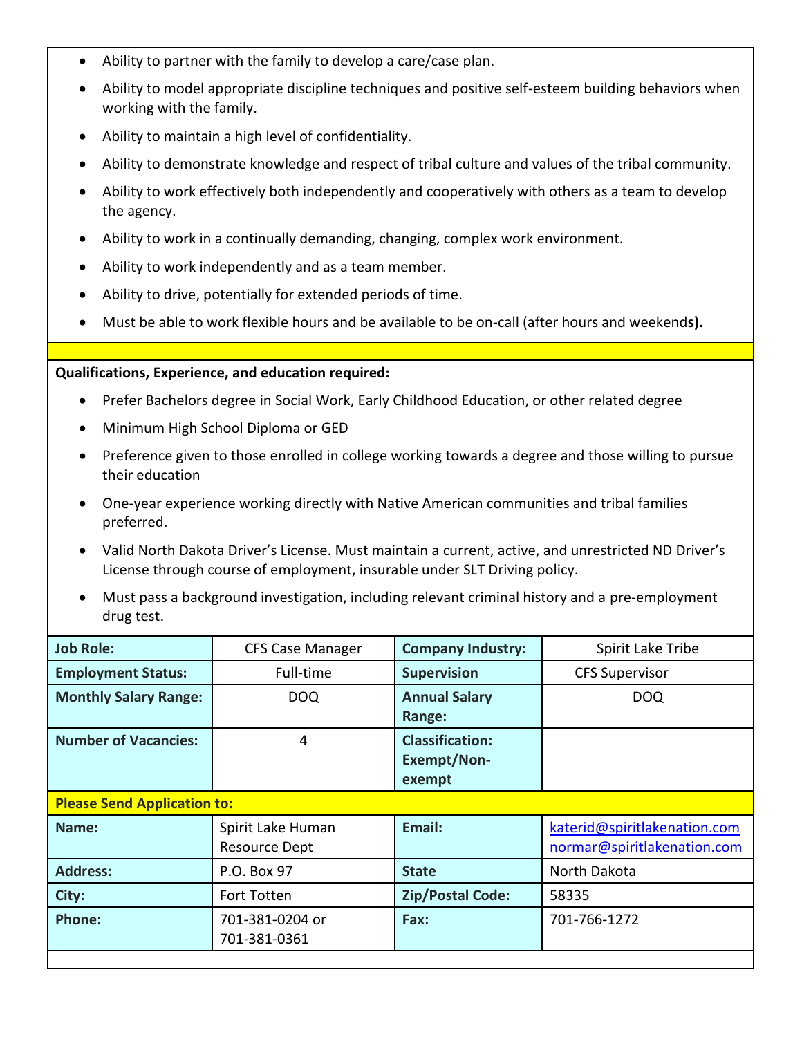- Ability to partner with the family to develop a care/case plan.
- Ability to model appropriate discipline techniques and positive self-esteem building behaviors when working with the family.
- Ability to maintain a high level of confidentiality.
- Ability to demonstrate knowledge and respect of tribal culture and values of the tribal community.
- Ability to work effectively both independently and cooperatively with others as a team to develop the agency.
- Ability to work in a continually demanding, changing, complex work environment.
- Ability to work independently and as a team member.
- Ability to drive, potentially for extended periods of time.
- Must be able to work flexible hours and be available to be on-call (after hours and weekend**s).**

**Qualifications, Experience, and education required:**

- Prefer Bachelors degree in Social Work, Early Childhood Education, or other related degree
- Minimum High School Diploma or GED
- Preference given to those enrolled in college working towards a degree and those willing to pursue their education
- One-year experience working directly with Native American communities and tribal families preferred.
- Valid North Dakota Driver's License. Must maintain a current, active, and unrestricted ND Driver's License through course of employment, insurable under SLT Driving policy.
- Must pass a background investigation, including relevant criminal history and a pre-employment drug test.

| **Job Role:** | CFS Case Manager | **Company Industry:** | Spirit Lake Tribe |
|---|---|---|---|
| **Employment Status:** | Full-time | **Supervision** | CFS Supervisor |
| **Monthly Salary Range:** | DOQ | **Annual Salary Range:** | DOQ |
| **Number of Vacancies:** | 4 | **Classification: Exempt/Non-exempt** | |
| **Please Send Application to:** | | | |
| **Name:** | Spirit Lake Human Resource Dept | **Email:** | katerid@spiritlakenation.com normar@spiritlakenation.com |
| **Address:** | P.O. Box 97 | **State** | North Dakota |
| **City:** | Fort Totten | **Zip/Postal Code:** | 58335 |
| **Phone:** | 701-381-0204 or 701-381-0361 | **Fax:** | 701-766-1272 |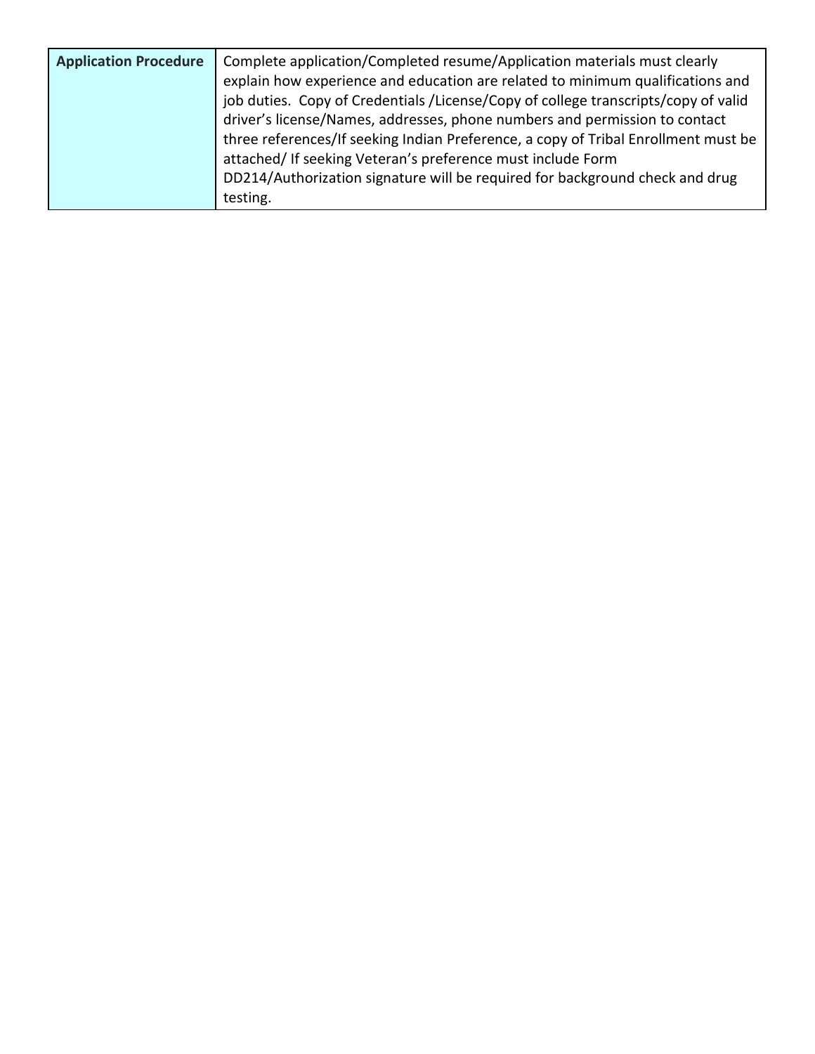| | |
|---|---|
| **Application Procedure** | Complete application/Completed resume/Application materials must clearly explain how experience and education are related to minimum qualifications and job duties. Copy of Credentials /License/Copy of college transcripts/copy of valid driver's license/Names, addresses, phone numbers and permission to contact three references/If seeking Indian Preference, a copy of Tribal Enrollment must be attached/ If seeking Veteran's preference must include Form DD214/Authorization signature will be required for background check and drug testing. |